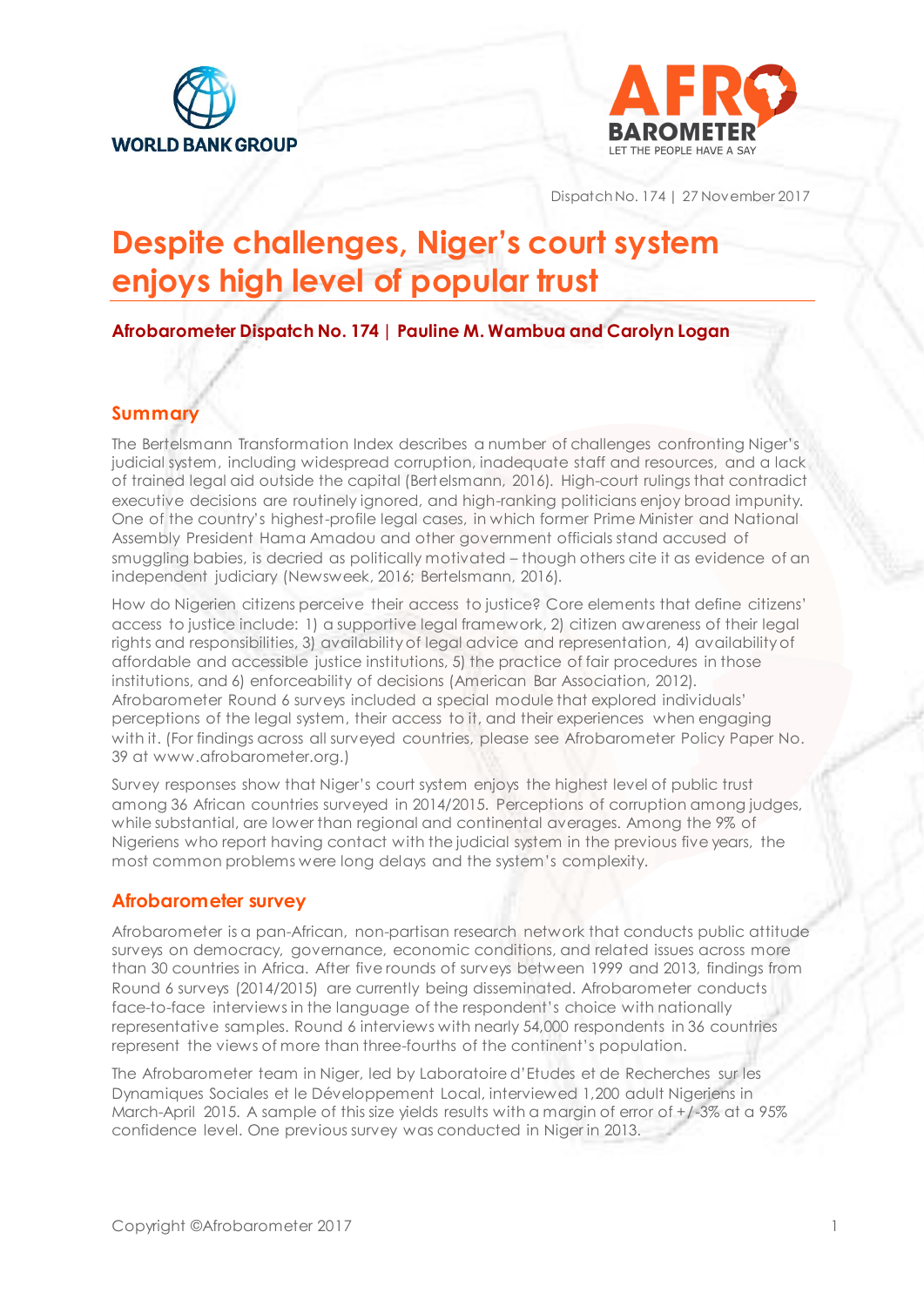Dispatch No. 174 | 27 November 2017

# Despite challenges, Niger's court system enjoys high level of popular trust

**Afrobarometer Dispatch No. 174 | Pauline M. Wambua and Carolyn Logan**

## Summary

The Bertelsmann Transformation Index describes a number of challenges confronting Niger's judicial system, including widespread corruption, inadequate staff and resources, and a lack of trained legal aid outside the capital (Bertelsmann, 2016). High-court rulings that contradict executive decisions are routinely ignored, and high-ranking politicians enjoy broad impunity. One of the country's highest-profile legal cases, in which former Prime Minister and National Assembly President Hama Amadou and other government officials stand accused of smuggling babies, is decried as politically motivated – though others cite it as evidence of an independent judiciary (Newsweek, 2016; Bertelsmann, 2016).

How do Nigerien citizens perceive their access to justice? Core elements that define citizens' access to justice include: 1) a supportive legal framework, 2) citizen awareness of their legal rights and responsibilities, 3) availability of legal advice and representation, 4) availability of affordable and accessible justice institutions, 5) the practice of fair procedures in those institutions, and 6) enforceability of decisions (American Bar Association, 2012). Afrobarometer Round 6 surveys included a special module that explored individuals' perceptions of the legal system, their access to it, and their experiences when engaging with it. (For findings across all surveyed countries, please see Afrobarometer Policy Paper No. 39 at www.afrobarometer.org.)

Survey responses show that Niger's court system enjoys the highest level of public trust among 36 African countries surveyed in 2014/2015. Perceptions of corruption among judges, while substantial, are lower than regional and continental averages. Among the 9% of Nigeriens who report having contact with the judicial system in the previous five years, the most common problems were long delays and the system's complexity.

## Afrobarometer survey

Afrobarometer is a pan-African, non-partisan research network that conducts public attitude surveys on democracy, governance, economic conditions, and related issues across more than 30 countries in Africa. After five rounds of surveys between 1999 and 2013, findings from Round 6 surveys (2014/2015) are currently being disseminated. Afrobarometer conducts face-to-face interviews in the language of the respondent's choice with nationally representative samples. Round 6 interviews with nearly 54,000 respondents in 36 countries represent the views of more than three-fourths of the continent's population.

The Afrobarometer team in Niger, led by Laboratoire d'Etudes et de Recherches sur les Dynamiques Sociales et le Développement Local, interviewed 1,200 adult Nigeriens in March-April 2015. A sample of this size yields results with a margin of error of +/-3% at a 95% confidence level. One previous survey was conducted in Niger in 2013.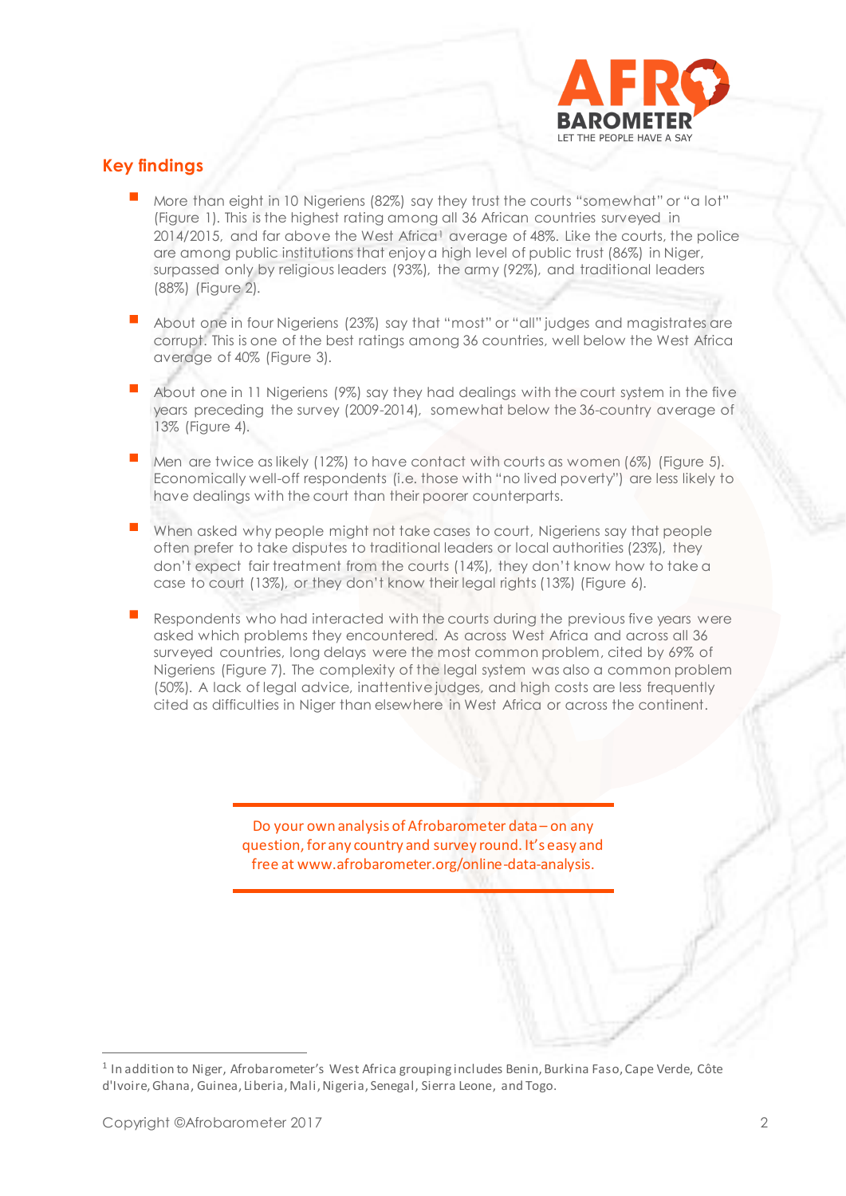## Key findings

- More than eight in 10 Nigeriens (82%) say they trust the courts "somewhat" or "a lot" (Figure 1). This is the highest rating among all 36 African countries surveyed in 2014/2015, and far above the West Africa[1] average of 48%. Like the courts, the police are among public institutions that enjoy a high level of public trust (86%) in Niger, surpassed only by religious leaders (93%), the army (92%), and traditional leaders (88%) (Figure 2).

- About one in four Nigeriens (23%) say that "most" or "all" judges and magistrates are corrupt. This is one of the best ratings among 36 countries, well below the West Africa average of 40% (Figure 3).

- About one in 11 Nigeriens (9%) say they had dealings with the court system in the five years preceding the survey (2009-2014), somewhat below the 36-country average of 13% (Figure 4).

- Men are twice as likely (12%) to have contact with courts as women (6%) (Figure 5). Economically well-off respondents (i.e. those with "no lived poverty") are less likely to have dealings with the court than their poorer counterparts.

- When asked why people might not take cases to court, Nigeriens say that people often prefer to take disputes to traditional leaders or local authorities (23%), they don't expect fair treatment from the courts (14%), they don't know how to take a case to court (13%), or they don't know their legal rights (13%) (Figure 6).

- Respondents who had interacted with the courts during the previous five years were asked which problems they encountered. As across West Africa and across all 36 surveyed countries, long delays were the most common problem, cited by 69% of Nigeriens (Figure 7). The complexity of the legal system was also a common problem (50%). A lack of legal advice, inattentive judges, and high costs are less frequently cited as difficulties in Niger than elsewhere in West Africa or across the continent.

---

Do your own analysis of Afrobarometer data – on any question, for any country and survey round. It's easy and free at www.afrobarometer.org/online-data-analysis.

---

[1] In addition to Niger, Afrobarometer's West Africa grouping includes Benin, Burkina Faso, Cape Verde, Côte d'Ivoire, Ghana, Guinea, Liberia, Mali, Nigeria, Senegal, Sierra Leone, and Togo.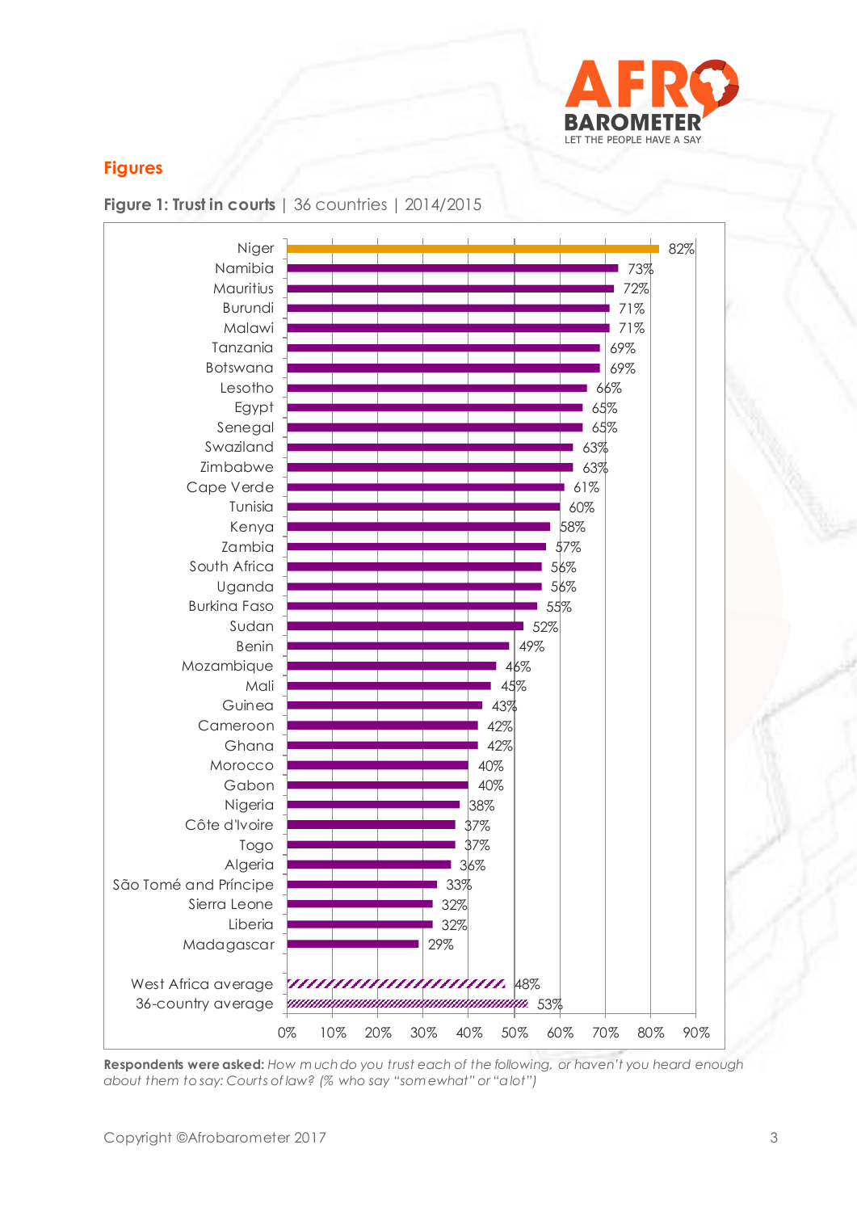## Figures

**Figure 1: Trust in courts** | 36 countries | 2014/2015

| Country | % |
|---|---|
| Niger | 82% |
| Namibia | 73% |
| Mauritius | 72% |
| Burundi | 71% |
| Malawi | 71% |
| Tanzania | 69% |
| Botswana | 69% |
| Lesotho | 66% |
| Egypt | 65% |
| Senegal | 65% |
| Swaziland | 63% |
| Zimbabwe | 63% |
| Cape Verde | 61% |
| Tunisia | 60% |
| Kenya | 58% |
| Zambia | 57% |
| South Africa | 56% |
| Uganda | 56% |
| Burkina Faso | 55% |
| Sudan | 52% |
| Benin | 49% |
| Mozambique | 46% |
| Mali | 45% |
| Guinea | 43% |
| Cameroon | 42% |
| Ghana | 42% |
| Morocco | 40% |
| Gabon | 40% |
| Nigeria | 38% |
| Côte d'Ivoire | 37% |
| Togo | 37% |
| Algeria | 36% |
| São Tomé and Príncipe | 33% |
| Sierra Leone | 32% |
| Liberia | 32% |
| Madagascar | 29% |
| West Africa average | 48% |
| 36-country average | 53% |

**Respondents were asked:** *How much do you trust each of the following, or haven't you heard enough about them to say: Courts of law? (% who say "somewhat" or "a lot")*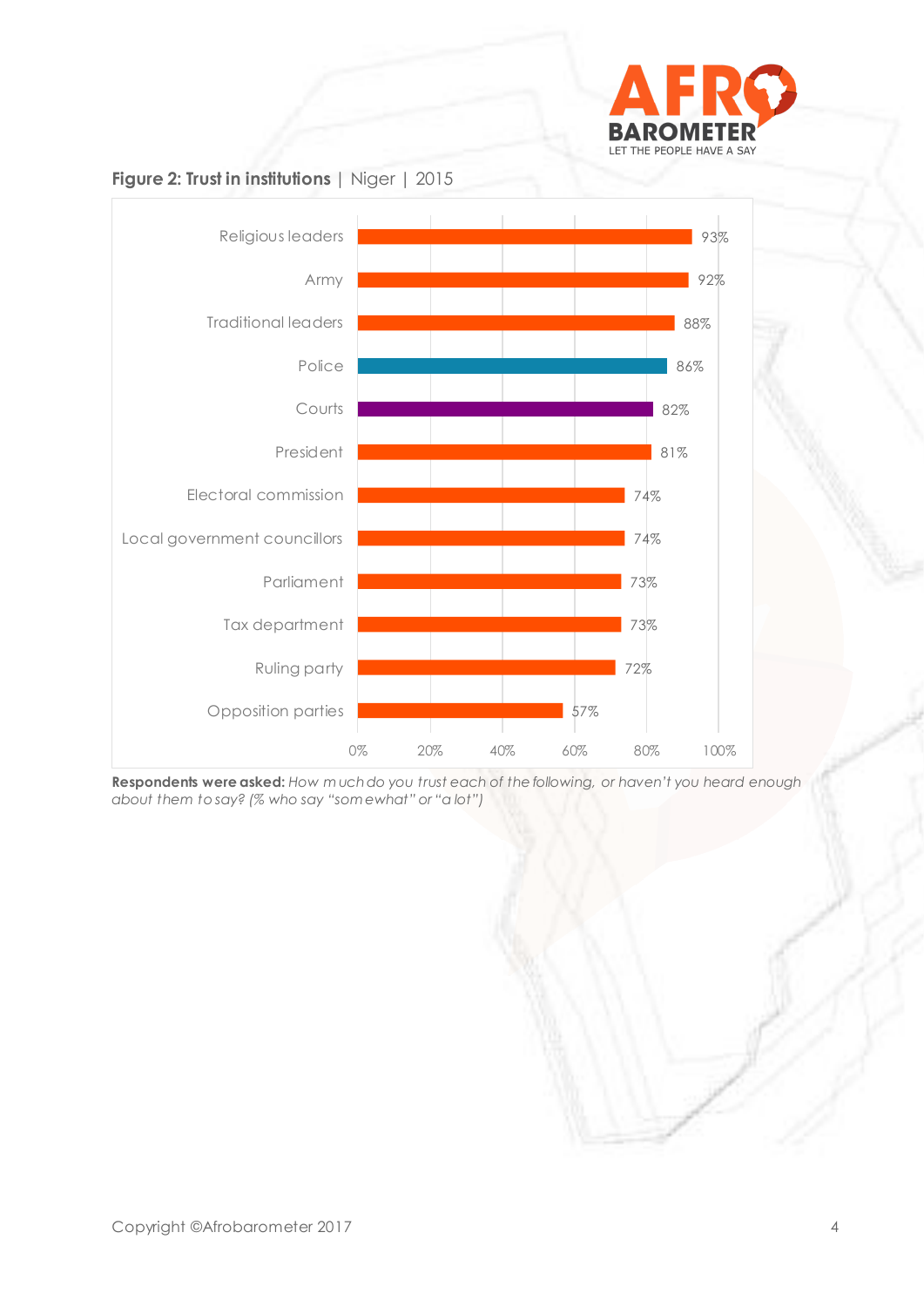**Figure 2: Trust in institutions** | Niger | 2015

| Institution | % |
| --- | --- |
| Religious leaders | 93% |
| Army | 92% |
| Traditional leaders | 88% |
| Police | 86% |
| Courts | 82% |
| President | 81% |
| Electoral commission | 74% |
| Local government councillors | 74% |
| Parliament | 73% |
| Tax department | 73% |
| Ruling party | 72% |
| Opposition parties | 57% |

**Respondents were asked:** *How much do you trust each of the following, or haven't you heard enough about them to say? (% who say "somewhat" or "a lot")*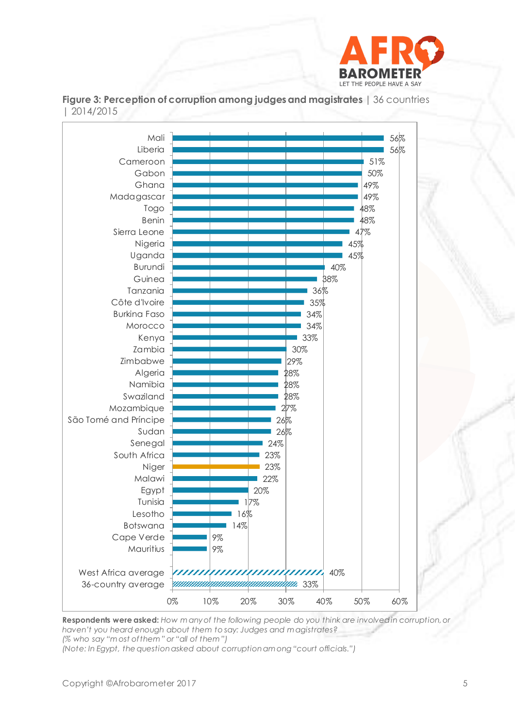**Figure 3: Perception of corruption among judges and magistrates** | 36 countries | 2014/2015

| Country | % |
|---|---|
| Mali | 56% |
| Liberia | 56% |
| Cameroon | 51% |
| Gabon | 50% |
| Ghana | 49% |
| Madagascar | 49% |
| Togo | 48% |
| Benin | 48% |
| Sierra Leone | 47% |
| Nigeria | 45% |
| Uganda | 45% |
| Burundi | 40% |
| Guinea | 38% |
| Tanzania | 36% |
| Côte d'Ivoire | 35% |
| Burkina Faso | 34% |
| Morocco | 34% |
| Kenya | 33% |
| Zambia | 30% |
| Zimbabwe | 29% |
| Algeria | 28% |
| Namibia | 28% |
| Swaziland | 28% |
| Mozambique | 27% |
| São Tomé and Príncipe | 26% |
| Sudan | 26% |
| Senegal | 24% |
| South Africa | 23% |
| Niger | 23% |
| Malawi | 22% |
| Egypt | 20% |
| Tunisia | 17% |
| Lesotho | 16% |
| Botswana | 14% |
| Cape Verde | 9% |
| Mauritius | 9% |
| West Africa average | 40% |
| 36-country average | 33% |

**Respondents were asked:** *How many of the following people do you think are involved in corruption, or haven't you heard enough about them to say: Judges and magistrates?*
*(% who say "most of them" or "all of them")*
*(Note: In Egypt, the question asked about corruption among "court officials.")*

Copyright ©Afrobarometer 2017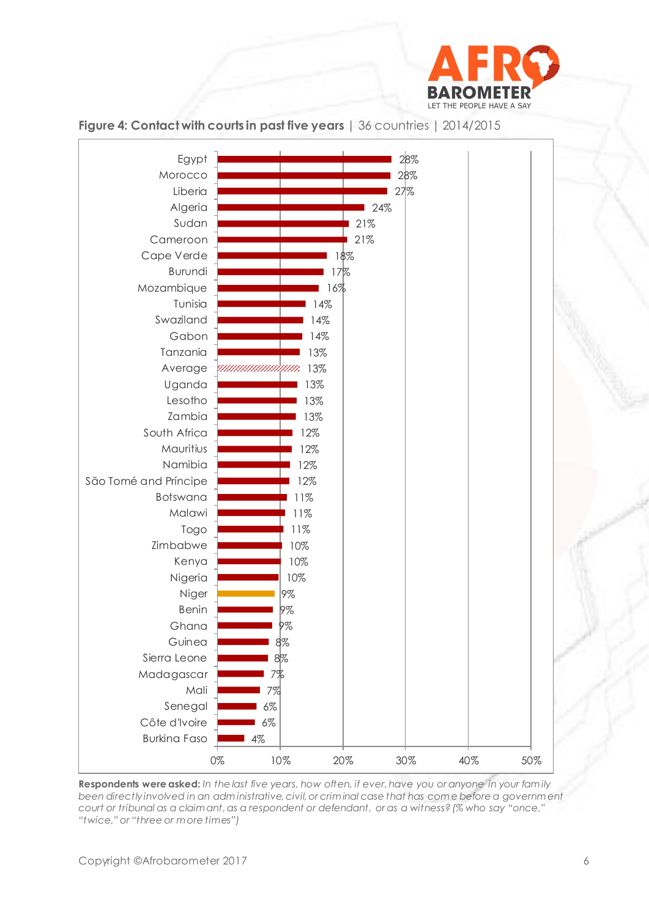**Figure 4: Contact with courts in past five years** | 36 countries | 2014/2015

| Country | % |
|---|---|
| Egypt | 28% |
| Morocco | 28% |
| Liberia | 27% |
| Algeria | 24% |
| Sudan | 21% |
| Cameroon | 21% |
| Cape Verde | 18% |
| Burundi | 17% |
| Mozambique | 16% |
| Tunisia | 14% |
| Swaziland | 14% |
| Gabon | 14% |
| Tanzania | 13% |
| Average | 13% |
| Uganda | 13% |
| Lesotho | 13% |
| Zambia | 13% |
| South Africa | 12% |
| Mauritius | 12% |
| Namibia | 12% |
| São Tomé and Príncipe | 12% |
| Botswana | 11% |
| Malawi | 11% |
| Togo | 11% |
| Zimbabwe | 10% |
| Kenya | 10% |
| Nigeria | 10% |
| Niger | 9% |
| Benin | 9% |
| Ghana | 9% |
| Guinea | 8% |
| Sierra Leone | 8% |
| Madagascar | 7% |
| Mali | 7% |
| Senegal | 6% |
| Côte d'Ivoire | 6% |
| Burkina Faso | 4% |

**Respondents were asked:** *In the last five years, how often, if ever, have you or anyone in your family been directly involved in an administrative, civil, or criminal case that has come before a government court or tribunal as a claimant, as a respondent or defendant, or as a witness? (% who say "once," "twice," or "three or more times")*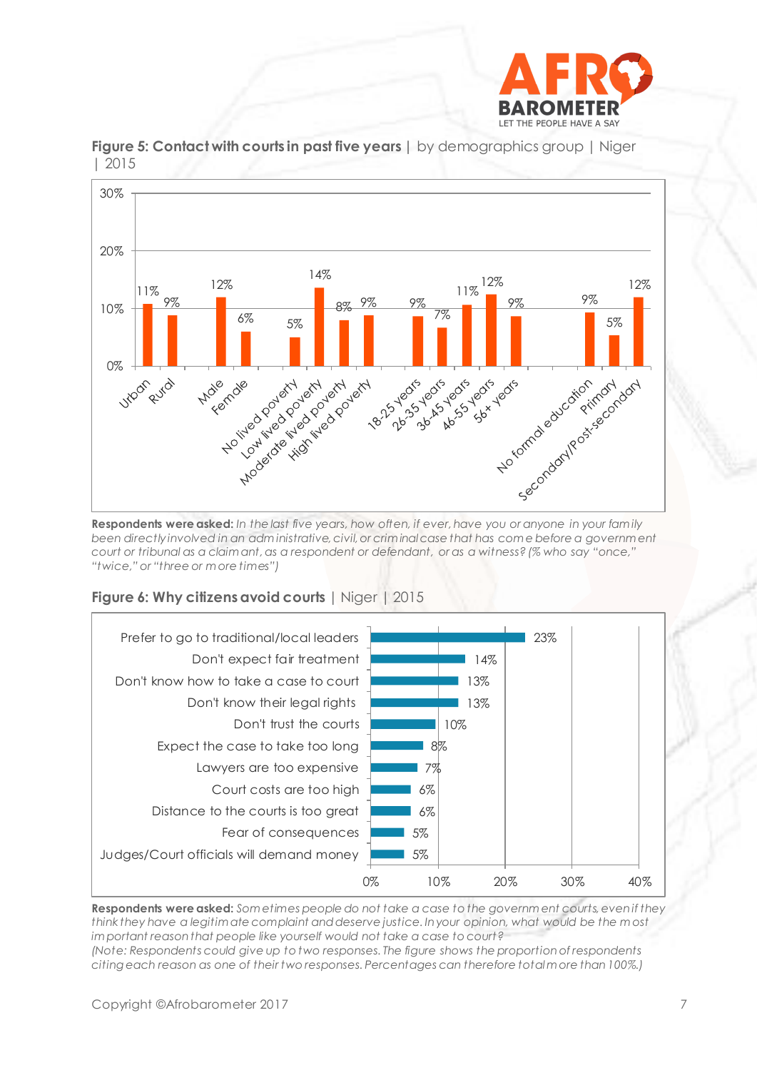**Figure 5: Contact with courts in past five years** | by demographics group | Niger | 2015

| Group | % |
|---|---|
| Urban | 11% |
| Rural | 9% |
| Male | 12% |
| Female | 6% |
| No lived poverty | 5% |
| Low lived poverty | 14% |
| Moderate lived poverty | 8% |
| High lived poverty | 9% |
| 18-25 years | 9% |
| 26-35 years | 7% |
| 36-45 years | 11% |
| 46-55 years | 12% |
| 56+ years | 9% |
| No formal education | 9% |
| Primary | 5% |
| Secondary/Post-secondary | 12% |

**Respondents were asked:** *In the last five years, how often, if ever, have you or anyone in your family been directly involved in an administrative, civil, or criminal case that has come before a government court or tribunal as a claimant, as a respondent or defendant, or as a witness? (% who say "once," "twice," or "three or more times")*

**Figure 6: Why citizens avoid courts** | Niger | 2015

| Reason | % |
|---|---|
| Prefer to go to traditional/local leaders | 23% |
| Don't expect fair treatment | 14% |
| Don't know how to take a case to court | 13% |
| Don't know their legal rights | 13% |
| Don't trust the courts | 10% |
| Expect the case to take too long | 8% |
| Lawyers are too expensive | 7% |
| Court costs are too high | 6% |
| Distance to the courts is too great | 6% |
| Fear of consequences | 5% |
| Judges/Court officials will demand money | 5% |

**Respondents were asked:** *Sometimes people do not take a case to the government courts, even if they think they have a legitimate complaint and deserve justice. In your opinion, what would be the most important reason that people like yourself would not take a case to court?*

*(Note: Respondents could give up to two responses. The figure shows the proportion of respondents citing each reason as one of their two responses. Percentages can therefore total more than 100%.)*

Copyright ©Afrobarometer 2017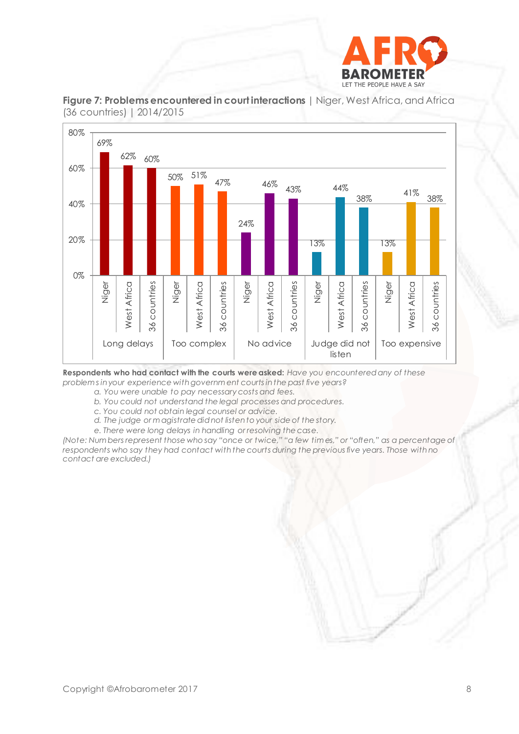**Figure 7: Problems encountered in court interactions** | Niger, West Africa, and Africa (36 countries) | 2014/2015

| | Niger | West Africa | 36 countries |
|---|---|---|---|
| Long delays | 69% | 62% | 60% |
| Too complex | 50% | 51% | 47% |
| No advice | 24% | 46% | 43% |
| Judge did not listen | 13% | 44% | 38% |
| Too expensive | 13% | 41% | 38% |

**Respondents who had contact with the courts were asked:** *Have you encountered any of these problems in your experience with government courts in the past five years?*

> *a. You were unable to pay necessary costs and fees.*
> *b. You could not understand the legal processes and procedures.*
> *c. You could not obtain legal counsel or advice.*
> *d. The judge or magistrate did not listen to your side of the story.*
> *e. There were long delays in handling or resolving the case.*

*(Note: Numbers represent those who say "once or twice," "a few times," or "often," as a percentage of respondents who say they had contact with the courts during the previous five years. Those with no contact are excluded.)*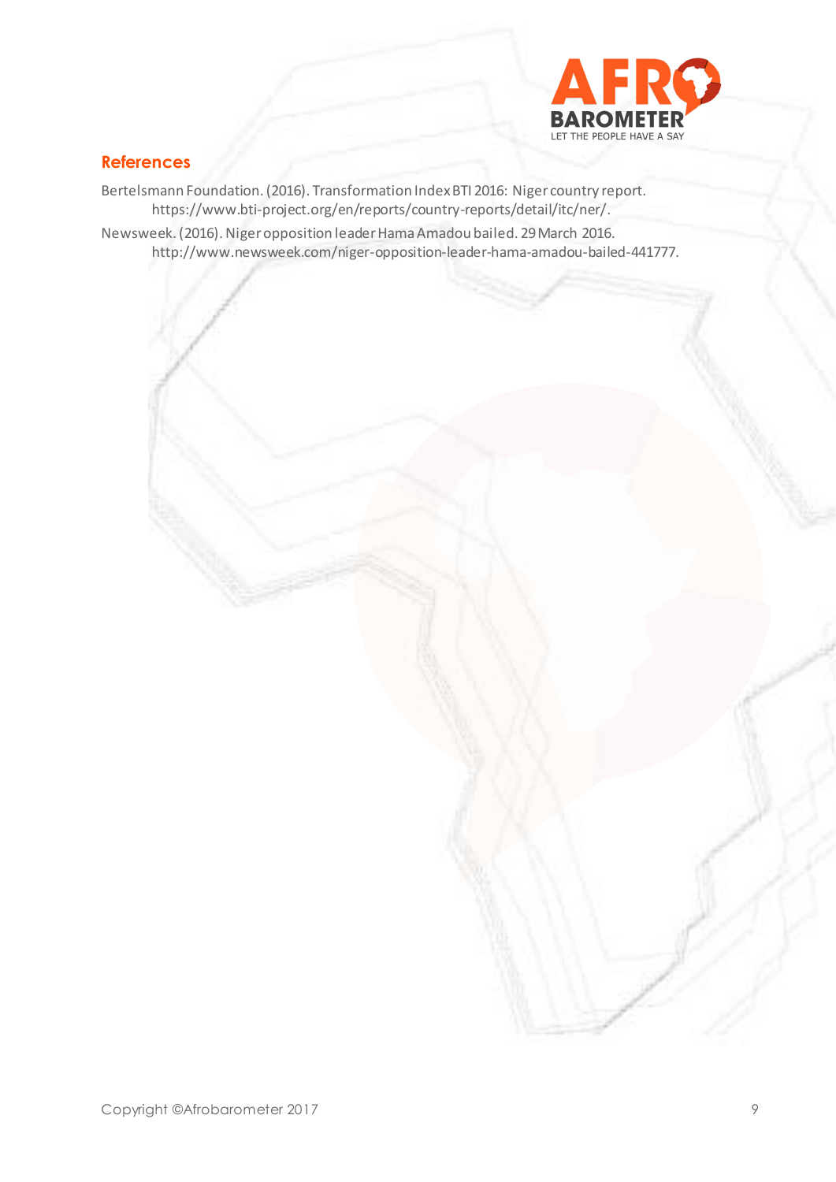## References

Bertelsmann Foundation. (2016). Transformation Index BTI 2016: Niger country report. https://www.bti-project.org/en/reports/country-reports/detail/itc/ner/.

Newsweek. (2016). Niger opposition leader Hama Amadou bailed. 29 March 2016. http://www.newsweek.com/niger-opposition-leader-hama-amadou-bailed-441777.

Copyright ©Afrobarometer 2017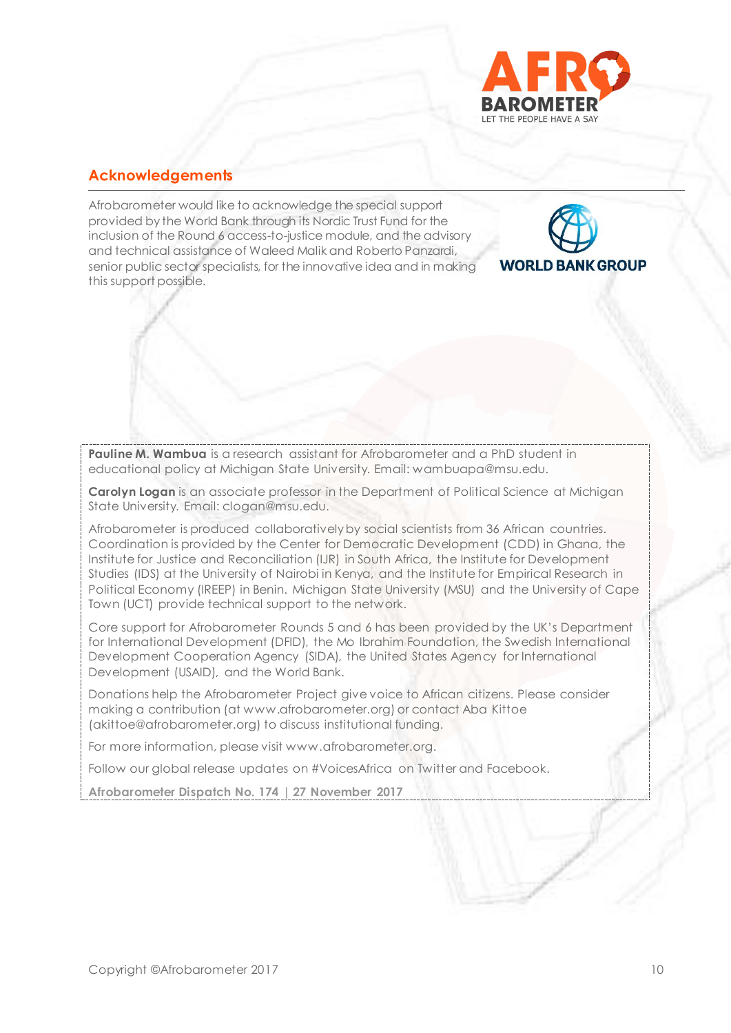## Acknowledgements

Afrobarometer would like to acknowledge the special support provided by the World Bank through its Nordic Trust Fund for the inclusion of the Round 6 access-to-justice module, and the advisory and technical assistance of Waleed Malik and Roberto Panzardi, senior public sector specialists, for the innovative idea and in making this support possible.

**Pauline M. Wambua** is a research assistant for Afrobarometer and a PhD student in educational policy at Michigan State University. Email: wambuapa@msu.edu.

**Carolyn Logan** is an associate professor in the Department of Political Science at Michigan State University. Email: clogan@msu.edu.

Afrobarometer is produced collaboratively by social scientists from 36 African countries. Coordination is provided by the Center for Democratic Development (CDD) in Ghana, the Institute for Justice and Reconciliation (IJR) in South Africa, the Institute for Development Studies (IDS) at the University of Nairobi in Kenya, and the Institute for Empirical Research in Political Economy (IREEP) in Benin. Michigan State University (MSU) and the University of Cape Town (UCT) provide technical support to the network.

Core support for Afrobarometer Rounds 5 and 6 has been provided by the UK's Department for International Development (DFID), the Mo Ibrahim Foundation, the Swedish International Development Cooperation Agency (SIDA), the United States Agency for International Development (USAID), and the World Bank.

Donations help the Afrobarometer Project give voice to African citizens. Please consider making a contribution (at www.afrobarometer.org) or contact Aba Kittoe (akittoe@afrobarometer.org) to discuss institutional funding.

For more information, please visit www.afrobarometer.org.

Follow our global release updates on #VoicesAfrica on Twitter and Facebook.

**Afrobarometer Dispatch No. 174 | 27 November 2017**